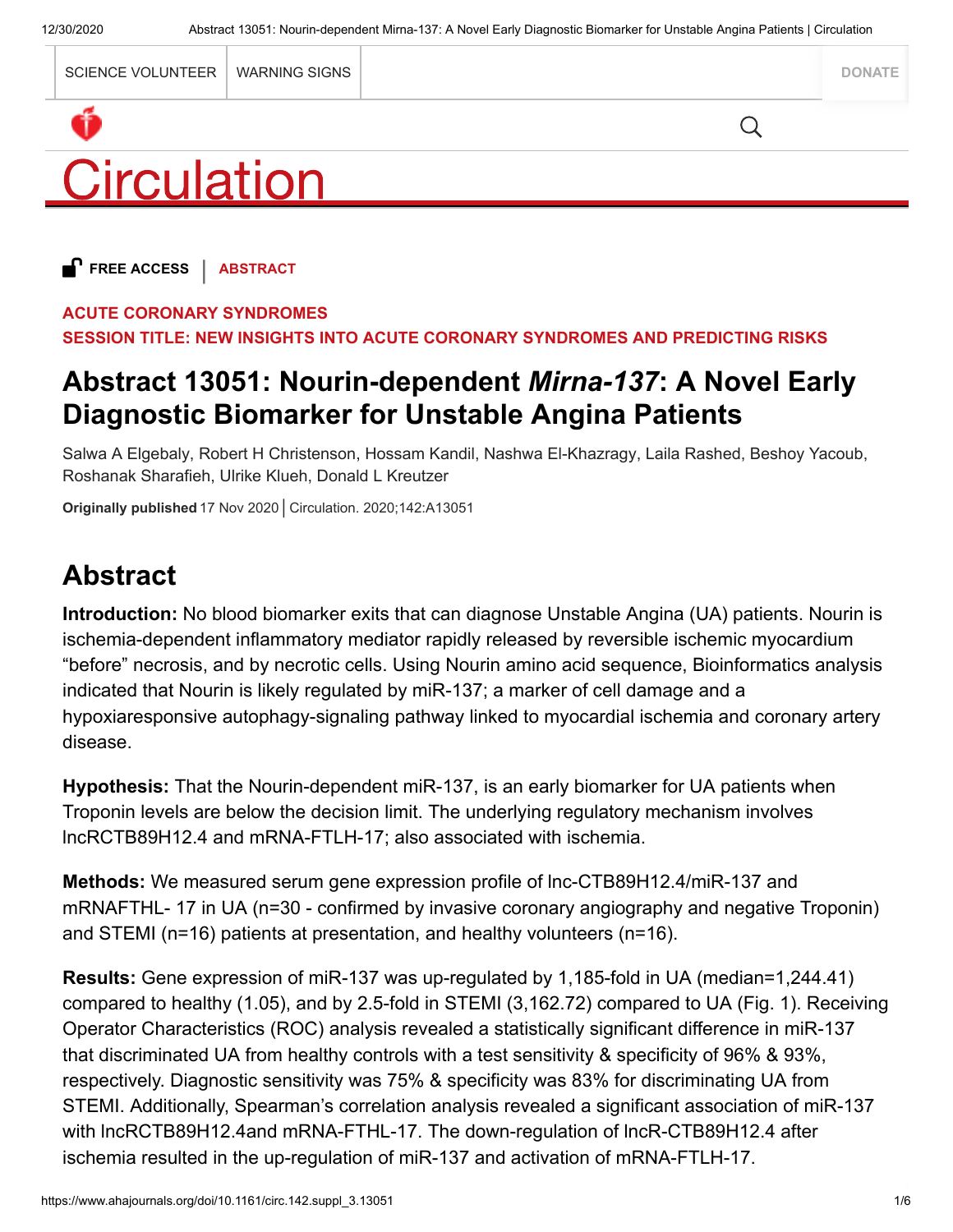FREE ACCESS | ABSTRACT

ACUTE CORONARY SYNDROMES

SESSION TITLE: NEW INSIGHTS INTO ACUTE CORONARY SYNDROMES AND PREDICTING RISKS

# Abstract 13051: Nourin-dependent *Mirna-137*: A Novel Early Diagnostic Biomarker for Unstable Angina Patients

Salwa A Elgebaly, Robert H Christenson, Hossam Kandil, Nashwa El-Khazragy, Laila Rashed, Beshoy Yacoub, Roshanak Sharafieh, Ulrike Klueh, Donald L Kreutzer

**Originally published** 17 Nov 2020 | Circulation. 2020;142:A13051

## Abstract

**Introduction:** No blood biomarker exits that can diagnose Unstable Angina (UA) patients. Nourin is ischemia-dependent inflammatory mediator rapidly released by reversible ischemic myocardium "before" necrosis, and by necrotic cells. Using Nourin amino acid sequence, Bioinformatics analysis indicated that Nourin is likely regulated by miR-137; a marker of cell damage and a hypoxiaresponsive autophagy-signaling pathway linked to myocardial ischemia and coronary artery disease.

**Hypothesis:** That the Nourin-dependent miR-137, is an early biomarker for UA patients when Troponin levels are below the decision limit. The underlying regulatory mechanism involves lncRCTB89H12.4 and mRNA-FTLH-17; also associated with ischemia.

**Methods:** We measured serum gene expression profile of lnc-CTB89H12.4/miR-137 and mRNAFTHL- 17 in UA (n=30 - confirmed by invasive coronary angiography and negative Troponin) and STEMI (n=16) patients at presentation, and healthy volunteers (n=16).

**Results:** Gene expression of miR-137 was up-regulated by 1,185-fold in UA (median=1,244.41) compared to healthy (1.05), and by 2.5-fold in STEMI (3,162.72) compared to UA (Fig. 1). Receiving Operator Characteristics (ROC) analysis revealed a statistically significant difference in miR-137 that discriminated UA from healthy controls with a test sensitivity & specificity of 96% & 93%, respectively. Diagnostic sensitivity was 75% & specificity was 83% for discriminating UA from STEMI. Additionally, Spearman's correlation analysis revealed a significant association of miR-137 with lncRCTB89H12.4and mRNA-FTHL-17. The down-regulation of lncR-CTB89H12.4 after ischemia resulted in the up-regulation of miR-137 and activation of mRNA-FTLH-17.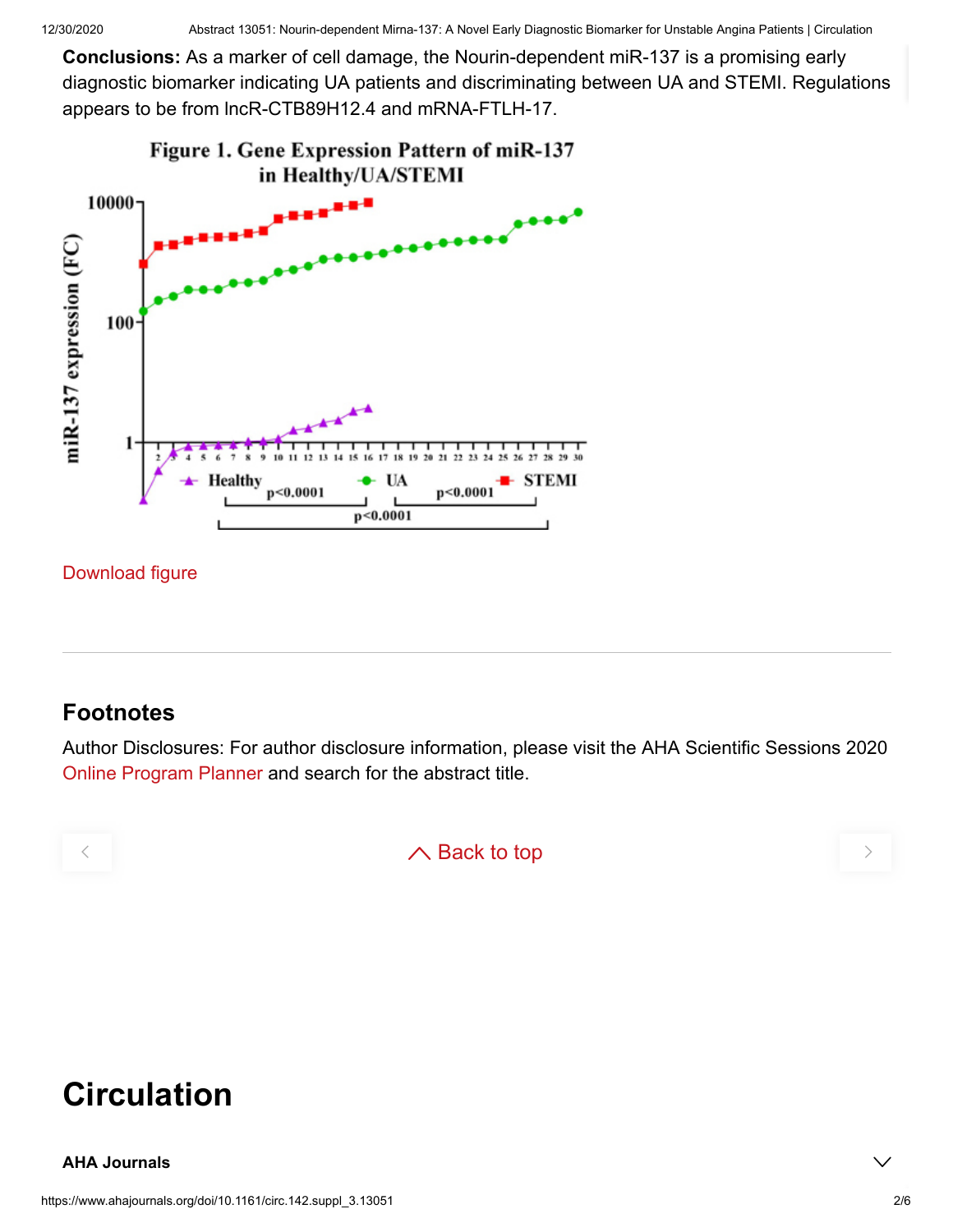**Conclusions:** As a marker of cell damage, the Nourin-dependent miR-137 is a promising early diagnostic biomarker indicating UA patients and discriminating between UA and STEMI. Regulations appears to be from lncR-CTB89H12.4 and mRNA-FTLH-17.

**Figure 1. Gene Expression Pattern of miR-137 in Healthy/UA/STEMI**

miR-137 expression (FC)

10000

100

1

2 3 4 5 6 7 8 9 10 11 12 13 14 15 16 17 18 19 20 21 22 23 24 25 26 27 28 29 30

Healthy

UA

STEMI

p<0.0001

p<0.0001

p<0.0001

Download figure

## Footnotes

Author Disclosures: For author disclosure information, please visit the AHA Scientific Sessions 2020 Online Program Planner and search for the abstract title.

Back to top

# Circulation

**AHA Journals**